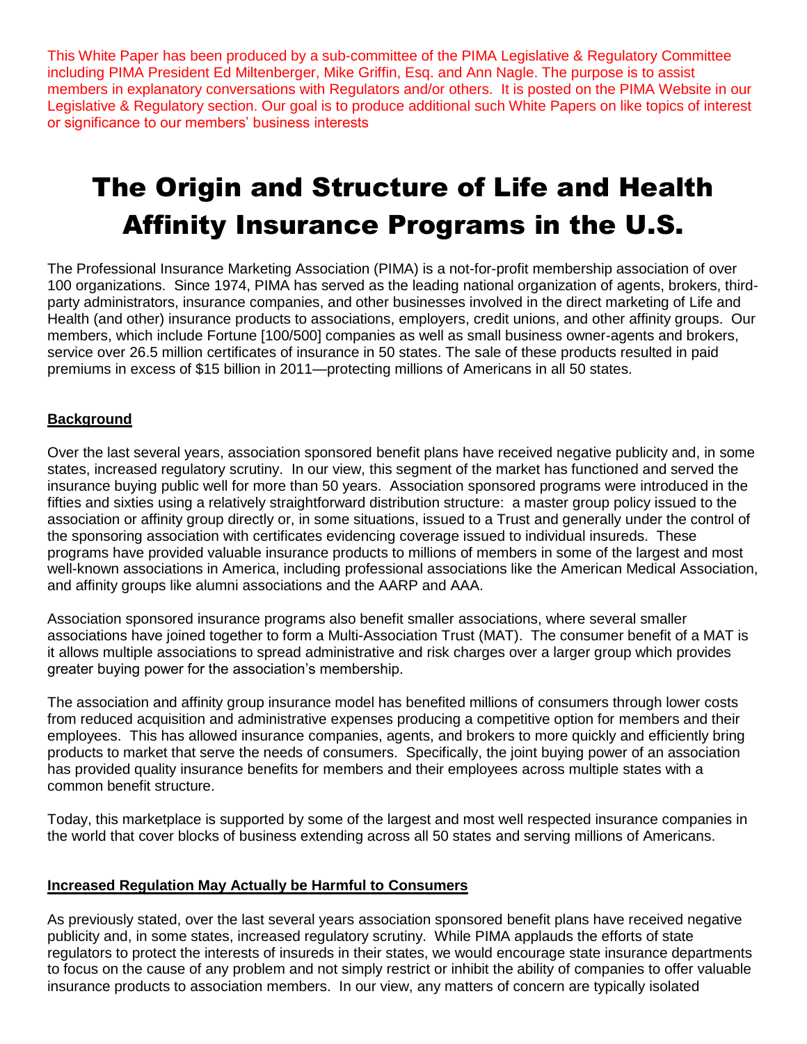This White Paper has been produced by a sub-committee of the PIMA Legislative & Regulatory Committee including PIMA President Ed Miltenberger, Mike Griffin, Esq. and Ann Nagle. The purpose is to assist members in explanatory conversations with Regulators and/or others. It is posted on the PIMA Website in our Legislative & Regulatory section. Our goal is to produce additional such White Papers on like topics of interest or significance to our members' business interests

# The Origin and Structure of Life and Health Affinity Insurance Programs in the U.S.

The Professional Insurance Marketing Association (PIMA) is a not-for-profit membership association of over 100 organizations. Since 1974, PIMA has served as the leading national organization of agents, brokers, third-party administrators, insurance companies, and other businesses involved in the direct marketing of Life and Health (and other) insurance products to associations, employers, credit unions, and other affinity groups. Our members, which include Fortune [100/500] companies as well as small business owner-agents and brokers, service over 26.5 million certificates of insurance in 50 states. The sale of these products resulted in paid premiums in excess of $15 billion in 2011—protecting millions of Americans in all 50 states.

## Background

Over the last several years, association sponsored benefit plans have received negative publicity and, in some states, increased regulatory scrutiny. In our view, this segment of the market has functioned and served the insurance buying public well for more than 50 years. Association sponsored programs were introduced in the fifties and sixties using a relatively straightforward distribution structure: a master group policy issued to the association or affinity group directly or, in some situations, issued to a Trust and generally under the control of the sponsoring association with certificates evidencing coverage issued to individual insureds. These programs have provided valuable insurance products to millions of members in some of the largest and most well-known associations in America, including professional associations like the American Medical Association, and affinity groups like alumni associations and the AARP and AAA.

Association sponsored insurance programs also benefit smaller associations, where several smaller associations have joined together to form a Multi-Association Trust (MAT). The consumer benefit of a MAT is it allows multiple associations to spread administrative and risk charges over a larger group which provides greater buying power for the association's membership.

The association and affinity group insurance model has benefited millions of consumers through lower costs from reduced acquisition and administrative expenses producing a competitive option for members and their employees. This has allowed insurance companies, agents, and brokers to more quickly and efficiently bring products to market that serve the needs of consumers. Specifically, the joint buying power of an association has provided quality insurance benefits for members and their employees across multiple states with a common benefit structure.

Today, this marketplace is supported by some of the largest and most well respected insurance companies in the world that cover blocks of business extending across all 50 states and serving millions of Americans.

## Increased Regulation May Actually be Harmful to Consumers

As previously stated, over the last several years association sponsored benefit plans have received negative publicity and, in some states, increased regulatory scrutiny. While PIMA applauds the efforts of state regulators to protect the interests of insureds in their states, we would encourage state insurance departments to focus on the cause of any problem and not simply restrict or inhibit the ability of companies to offer valuable insurance products to association members. In our view, any matters of concern are typically isolated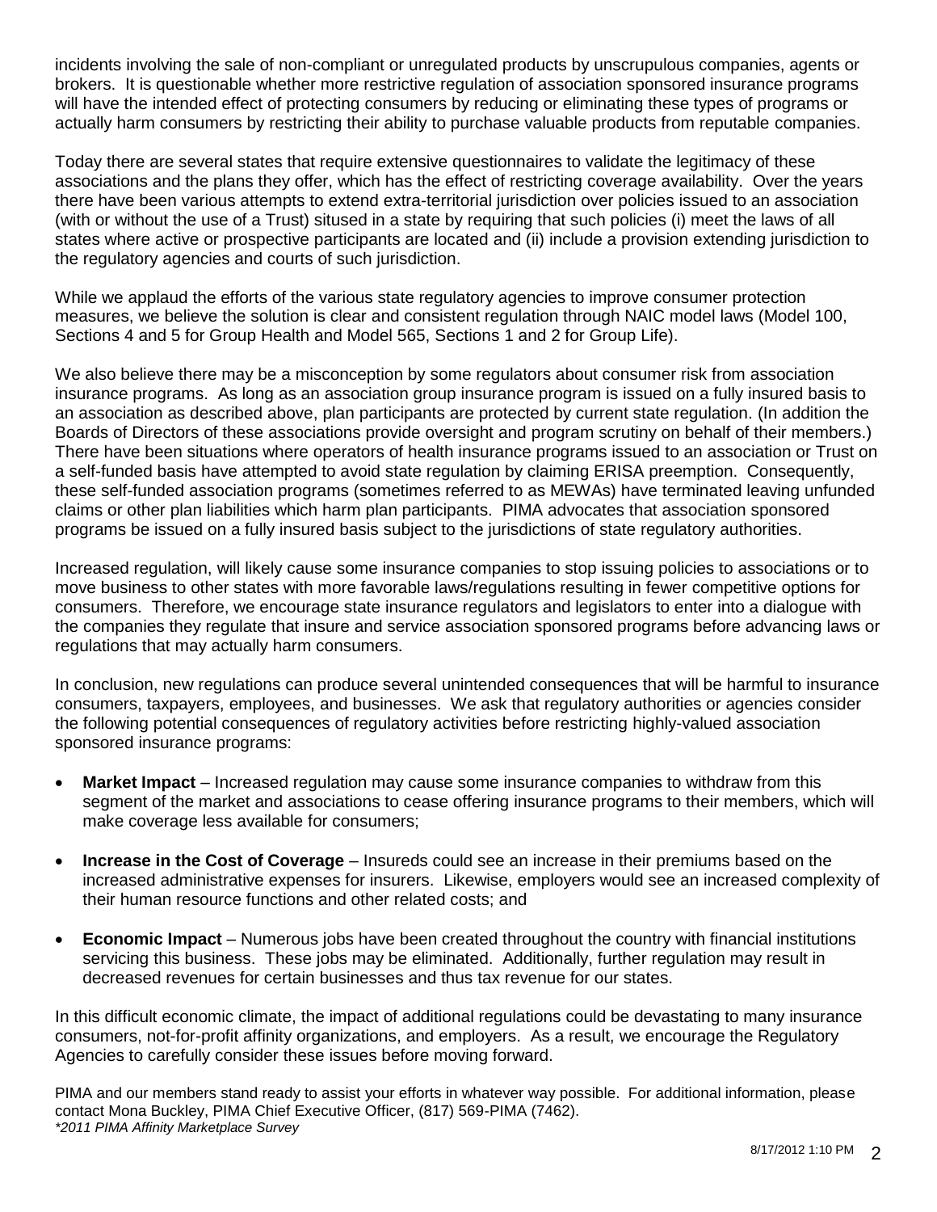incidents involving the sale of non-compliant or unregulated products by unscrupulous companies, agents or brokers. It is questionable whether more restrictive regulation of association sponsored insurance programs will have the intended effect of protecting consumers by reducing or eliminating these types of programs or actually harm consumers by restricting their ability to purchase valuable products from reputable companies.

Today there are several states that require extensive questionnaires to validate the legitimacy of these associations and the plans they offer, which has the effect of restricting coverage availability. Over the years there have been various attempts to extend extra-territorial jurisdiction over policies issued to an association (with or without the use of a Trust) sitused in a state by requiring that such policies (i) meet the laws of all states where active or prospective participants are located and (ii) include a provision extending jurisdiction to the regulatory agencies and courts of such jurisdiction.

While we applaud the efforts of the various state regulatory agencies to improve consumer protection measures, we believe the solution is clear and consistent regulation through NAIC model laws (Model 100, Sections 4 and 5 for Group Health and Model 565, Sections 1 and 2 for Group Life).

We also believe there may be a misconception by some regulators about consumer risk from association insurance programs. As long as an association group insurance program is issued on a fully insured basis to an association as described above, plan participants are protected by current state regulation. (In addition the Boards of Directors of these associations provide oversight and program scrutiny on behalf of their members.) There have been situations where operators of health insurance programs issued to an association or Trust on a self-funded basis have attempted to avoid state regulation by claiming ERISA preemption. Consequently, these self-funded association programs (sometimes referred to as MEWAs) have terminated leaving unfunded claims or other plan liabilities which harm plan participants. PIMA advocates that association sponsored programs be issued on a fully insured basis subject to the jurisdictions of state regulatory authorities.

Increased regulation, will likely cause some insurance companies to stop issuing policies to associations or to move business to other states with more favorable laws/regulations resulting in fewer competitive options for consumers. Therefore, we encourage state insurance regulators and legislators to enter into a dialogue with the companies they regulate that insure and service association sponsored programs before advancing laws or regulations that may actually harm consumers.

In conclusion, new regulations can produce several unintended consequences that will be harmful to insurance consumers, taxpayers, employees, and businesses. We ask that regulatory authorities or agencies consider the following potential consequences of regulatory activities before restricting highly-valued association sponsored insurance programs:

- **Market Impact** – Increased regulation may cause some insurance companies to withdraw from this segment of the market and associations to cease offering insurance programs to their members, which will make coverage less available for consumers;

- **Increase in the Cost of Coverage** – Insureds could see an increase in their premiums based on the increased administrative expenses for insurers. Likewise, employers would see an increased complexity of their human resource functions and other related costs; and

- **Economic Impact** – Numerous jobs have been created throughout the country with financial institutions servicing this business. These jobs may be eliminated. Additionally, further regulation may result in decreased revenues for certain businesses and thus tax revenue for our states.

In this difficult economic climate, the impact of additional regulations could be devastating to many insurance consumers, not-for-profit affinity organizations, and employers. As a result, we encourage the Regulatory Agencies to carefully consider these issues before moving forward.

PIMA and our members stand ready to assist your efforts in whatever way possible. For additional information, please contact Mona Buckley, PIMA Chief Executive Officer, (817) 569-PIMA (7462).

*\*2011 PIMA Affinity Marketplace Survey*

8/17/2012 1:10 PM